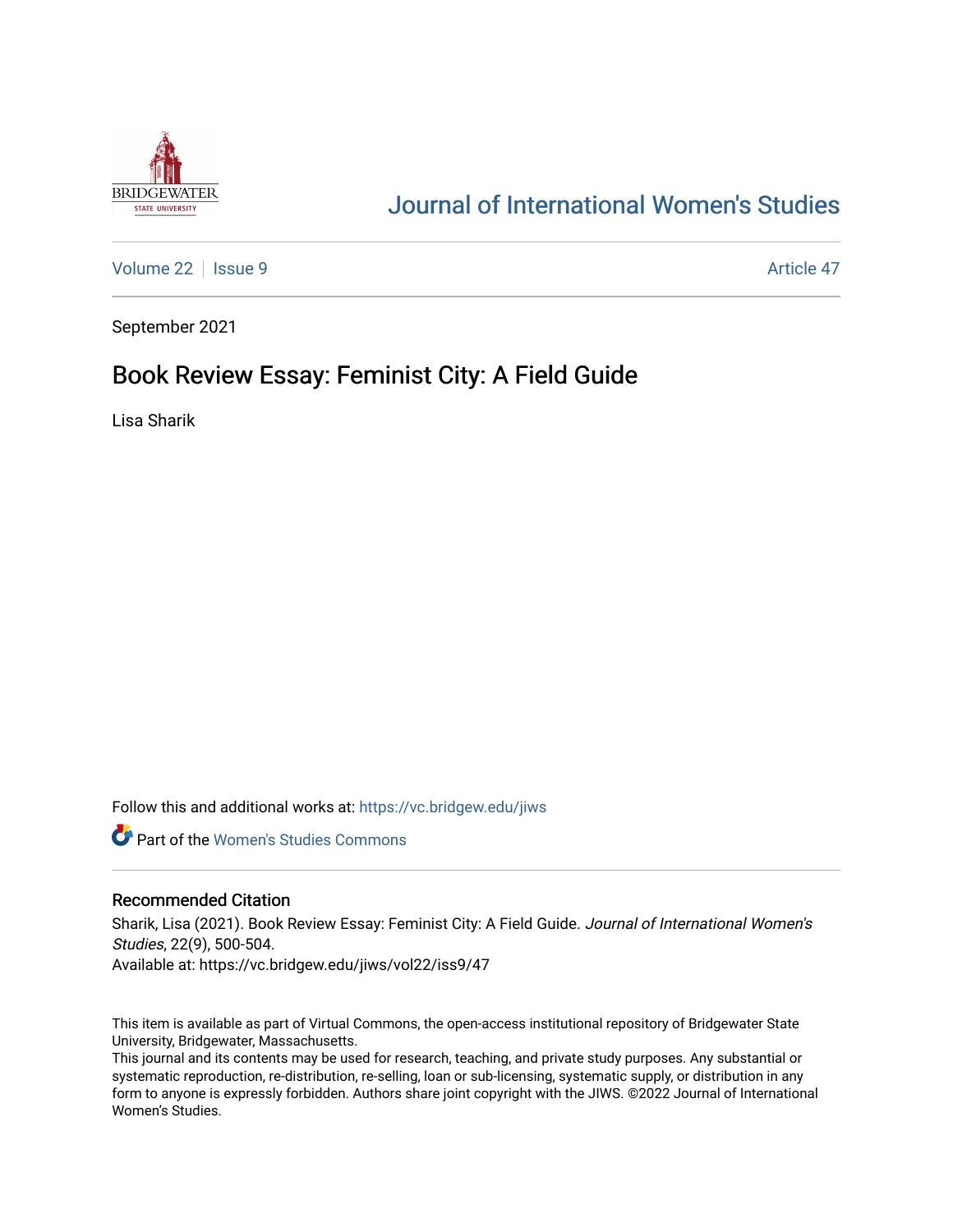# Journal of International Women's Studies

Volume 22 | Issue 9 | Article 47

September 2021

## Book Review Essay: Feminist City: A Field Guide

Lisa Sharik

Follow this and additional works at: https://vc.bridgew.edu/jiws

Part of the Women's Studies Commons

### Recommended Citation

Sharik, Lisa (2021). Book Review Essay: Feminist City: A Field Guide. *Journal of International Women's Studies*, 22(9), 500-504.
Available at: https://vc.bridgew.edu/jiws/vol22/iss9/47

This item is available as part of Virtual Commons, the open-access institutional repository of Bridgewater State University, Bridgewater, Massachusetts.
This journal and its contents may be used for research, teaching, and private study purposes. Any substantial or systematic reproduction, re-distribution, re-selling, loan or sub-licensing, systematic supply, or distribution in any form to anyone is expressly forbidden. Authors share joint copyright with the JIWS. ©2022 Journal of International Women's Studies.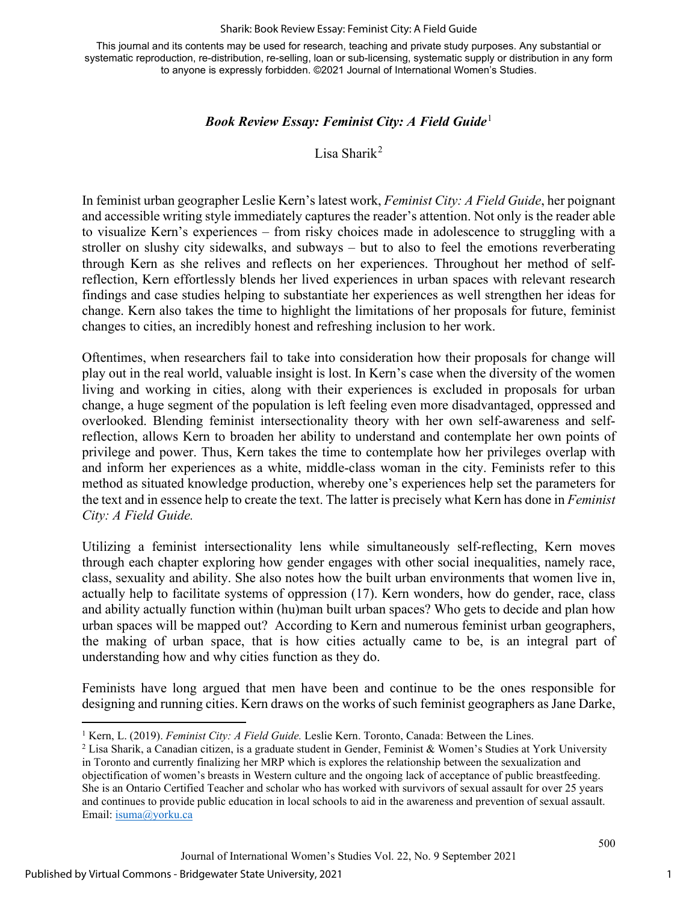*Book Review Essay: Feminist City: A Field Guide*[1]

Lisa Sharik[2]

In feminist urban geographer Leslie Kern's latest work, *Feminist City: A Field Guide*, her poignant and accessible writing style immediately captures the reader's attention. Not only is the reader able to visualize Kern's experiences – from risky choices made in adolescence to struggling with a stroller on slushy city sidewalks, and subways – but to also to feel the emotions reverberating through Kern as she relives and reflects on her experiences. Throughout her method of self-reflection, Kern effortlessly blends her lived experiences in urban spaces with relevant research findings and case studies helping to substantiate her experiences as well strengthen her ideas for change. Kern also takes the time to highlight the limitations of her proposals for future, feminist changes to cities, an incredibly honest and refreshing inclusion to her work.

Oftentimes, when researchers fail to take into consideration how their proposals for change will play out in the real world, valuable insight is lost. In Kern's case when the diversity of the women living and working in cities, along with their experiences is excluded in proposals for urban change, a huge segment of the population is left feeling even more disadvantaged, oppressed and overlooked. Blending feminist intersectionality theory with her own self-awareness and self-reflection, allows Kern to broaden her ability to understand and contemplate her own points of privilege and power. Thus, Kern takes the time to contemplate how her privileges overlap with and inform her experiences as a white, middle-class woman in the city. Feminists refer to this method as situated knowledge production, whereby one's experiences help set the parameters for the text and in essence help to create the text. The latter is precisely what Kern has done in *Feminist City: A Field Guide.*

Utilizing a feminist intersectionality lens while simultaneously self-reflecting, Kern moves through each chapter exploring how gender engages with other social inequalities, namely race, class, sexuality and ability. She also notes how the built urban environments that women live in, actually help to facilitate systems of oppression (17). Kern wonders, how do gender, race, class and ability actually function within (hu)man built urban spaces? Who gets to decide and plan how urban spaces will be mapped out? According to Kern and numerous feminist urban geographers, the making of urban space, that is how cities actually came to be, is an integral part of understanding how and why cities function as they do.

Feminists have long argued that men have been and continue to be the ones responsible for designing and running cities. Kern draws on the works of such feminist geographers as Jane Darke,

---

[1] Kern, L. (2019). *Feminist City: A Field Guide.* Leslie Kern. Toronto, Canada: Between the Lines.

[2] Lisa Sharik, a Canadian citizen, is a graduate student in Gender, Feminist & Women's Studies at York University in Toronto and currently finalizing her MRP which is explores the relationship between the sexualization and objectification of women's breasts in Western culture and the ongoing lack of acceptance of public breastfeeding. She is an Ontario Certified Teacher and scholar who has worked with survivors of sexual assault for over 25 years and continues to provide public education in local schools to aid in the awareness and prevention of sexual assault. Email: isuma@yorku.ca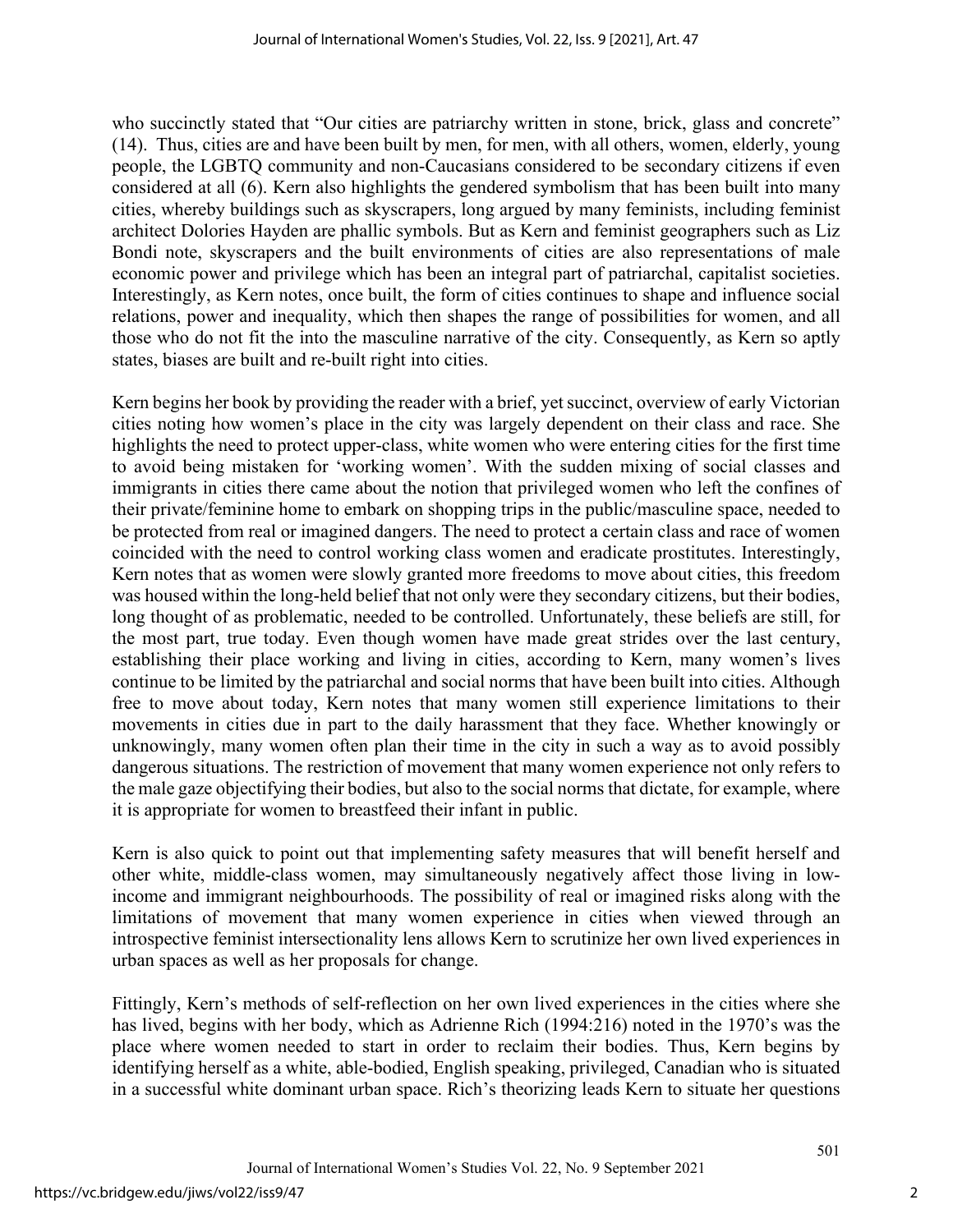who succinctly stated that "Our cities are patriarchy written in stone, brick, glass and concrete" (14). Thus, cities are and have been built by men, for men, with all others, women, elderly, young people, the LGBTQ community and non-Caucasians considered to be secondary citizens if even considered at all (6). Kern also highlights the gendered symbolism that has been built into many cities, whereby buildings such as skyscrapers, long argued by many feminists, including feminist architect Dolories Hayden are phallic symbols. But as Kern and feminist geographers such as Liz Bondi note, skyscrapers and the built environments of cities are also representations of male economic power and privilege which has been an integral part of patriarchal, capitalist societies. Interestingly, as Kern notes, once built, the form of cities continues to shape and influence social relations, power and inequality, which then shapes the range of possibilities for women, and all those who do not fit the into the masculine narrative of the city. Consequently, as Kern so aptly states, biases are built and re-built right into cities.

Kern begins her book by providing the reader with a brief, yet succinct, overview of early Victorian cities noting how women's place in the city was largely dependent on their class and race. She highlights the need to protect upper-class, white women who were entering cities for the first time to avoid being mistaken for 'working women'. With the sudden mixing of social classes and immigrants in cities there came about the notion that privileged women who left the confines of their private/feminine home to embark on shopping trips in the public/masculine space, needed to be protected from real or imagined dangers. The need to protect a certain class and race of women coincided with the need to control working class women and eradicate prostitutes. Interestingly, Kern notes that as women were slowly granted more freedoms to move about cities, this freedom was housed within the long-held belief that not only were they secondary citizens, but their bodies, long thought of as problematic, needed to be controlled. Unfortunately, these beliefs are still, for the most part, true today. Even though women have made great strides over the last century, establishing their place working and living in cities, according to Kern, many women's lives continue to be limited by the patriarchal and social norms that have been built into cities. Although free to move about today, Kern notes that many women still experience limitations to their movements in cities due in part to the daily harassment that they face. Whether knowingly or unknowingly, many women often plan their time in the city in such a way as to avoid possibly dangerous situations. The restriction of movement that many women experience not only refers to the male gaze objectifying their bodies, but also to the social norms that dictate, for example, where it is appropriate for women to breastfeed their infant in public.

Kern is also quick to point out that implementing safety measures that will benefit herself and other white, middle-class women, may simultaneously negatively affect those living in low-income and immigrant neighbourhoods. The possibility of real or imagined risks along with the limitations of movement that many women experience in cities when viewed through an introspective feminist intersectionality lens allows Kern to scrutinize her own lived experiences in urban spaces as well as her proposals for change.

Fittingly, Kern's methods of self-reflection on her own lived experiences in the cities where she has lived, begins with her body, which as Adrienne Rich (1994:216) noted in the 1970's was the place where women needed to start in order to reclaim their bodies. Thus, Kern begins by identifying herself as a white, able-bodied, English speaking, privileged, Canadian who is situated in a successful white dominant urban space. Rich's theorizing leads Kern to situate her questions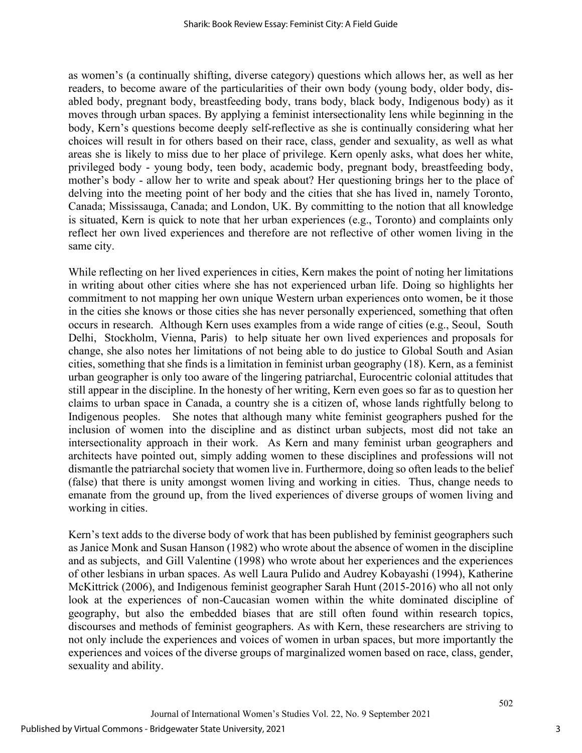as women's (a continually shifting, diverse category) questions which allows her, as well as her readers, to become aware of the particularities of their own body (young body, older body, dis-abled body, pregnant body, breastfeeding body, trans body, black body, Indigenous body) as it moves through urban spaces. By applying a feminist intersectionality lens while beginning in the body, Kern's questions become deeply self-reflective as she is continually considering what her choices will result in for others based on their race, class, gender and sexuality, as well as what areas she is likely to miss due to her place of privilege. Kern openly asks, what does her white, privileged body - young body, teen body, academic body, pregnant body, breastfeeding body, mother's body - allow her to write and speak about? Her questioning brings her to the place of delving into the meeting point of her body and the cities that she has lived in, namely Toronto, Canada; Mississauga, Canada; and London, UK. By committing to the notion that all knowledge is situated, Kern is quick to note that her urban experiences (e.g., Toronto) and complaints only reflect her own lived experiences and therefore are not reflective of other women living in the same city.

While reflecting on her lived experiences in cities, Kern makes the point of noting her limitations in writing about other cities where she has not experienced urban life. Doing so highlights her commitment to not mapping her own unique Western urban experiences onto women, be it those in the cities she knows or those cities she has never personally experienced, something that often occurs in research. Although Kern uses examples from a wide range of cities (e.g., Seoul, South Delhi, Stockholm, Vienna, Paris) to help situate her own lived experiences and proposals for change, she also notes her limitations of not being able to do justice to Global South and Asian cities, something that she finds is a limitation in feminist urban geography (18). Kern, as a feminist urban geographer is only too aware of the lingering patriarchal, Eurocentric colonial attitudes that still appear in the discipline. In the honesty of her writing, Kern even goes so far as to question her claims to urban space in Canada, a country she is a citizen of, whose lands rightfully belong to Indigenous peoples. She notes that although many white feminist geographers pushed for the inclusion of women into the discipline and as distinct urban subjects, most did not take an intersectionality approach in their work. As Kern and many feminist urban geographers and architects have pointed out, simply adding women to these disciplines and professions will not dismantle the patriarchal society that women live in. Furthermore, doing so often leads to the belief (false) that there is unity amongst women living and working in cities. Thus, change needs to emanate from the ground up, from the lived experiences of diverse groups of women living and working in cities.

Kern's text adds to the diverse body of work that has been published by feminist geographers such as Janice Monk and Susan Hanson (1982) who wrote about the absence of women in the discipline and as subjects, and Gill Valentine (1998) who wrote about her experiences and the experiences of other lesbians in urban spaces. As well Laura Pulido and Audrey Kobayashi (1994), Katherine McKittrick (2006), and Indigenous feminist geographer Sarah Hunt (2015-2016) who all not only look at the experiences of non-Caucasian women within the white dominated discipline of geography, but also the embedded biases that are still often found within research topics, discourses and methods of feminist geographers. As with Kern, these researchers are striving to not only include the experiences and voices of women in urban spaces, but more importantly the experiences and voices of the diverse groups of marginalized women based on race, class, gender, sexuality and ability.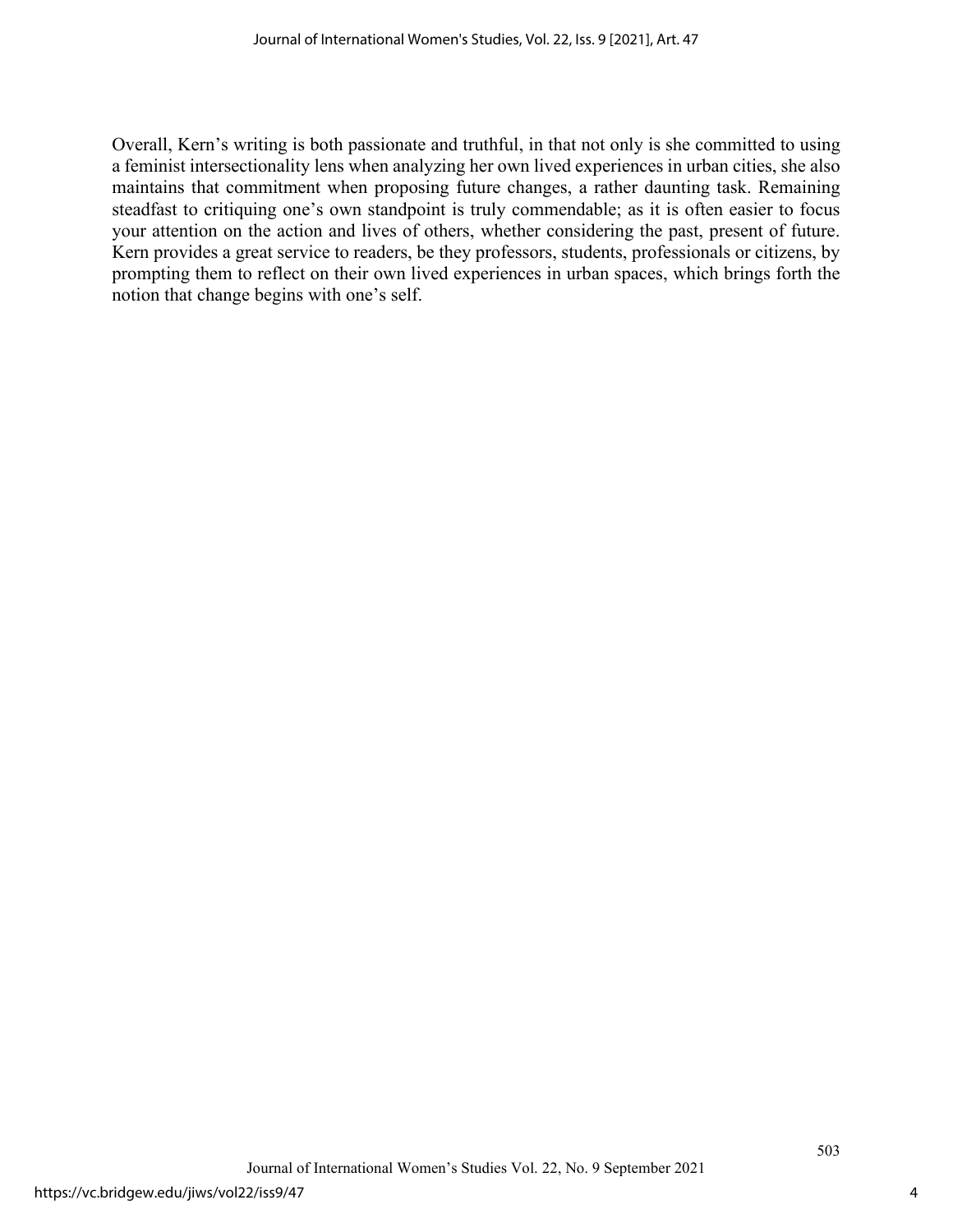Overall, Kern's writing is both passionate and truthful, in that not only is she committed to using a feminist intersectionality lens when analyzing her own lived experiences in urban cities, she also maintains that commitment when proposing future changes, a rather daunting task. Remaining steadfast to critiquing one's own standpoint is truly commendable; as it is often easier to focus your attention on the action and lives of others, whether considering the past, present of future. Kern provides a great service to readers, be they professors, students, professionals or citizens, by prompting them to reflect on their own lived experiences in urban spaces, which brings forth the notion that change begins with one's self.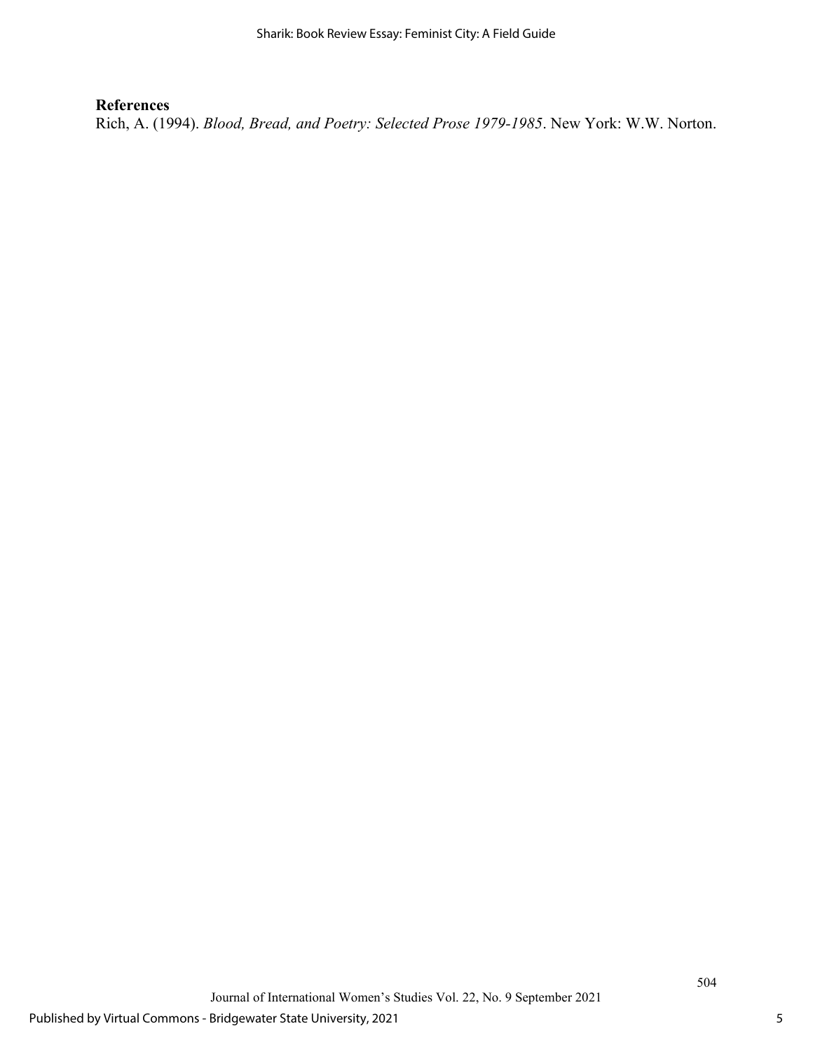**References**

Rich, A. (1994). *Blood, Bread, and Poetry: Selected Prose 1979-1985*. New York: W.W. Norton.